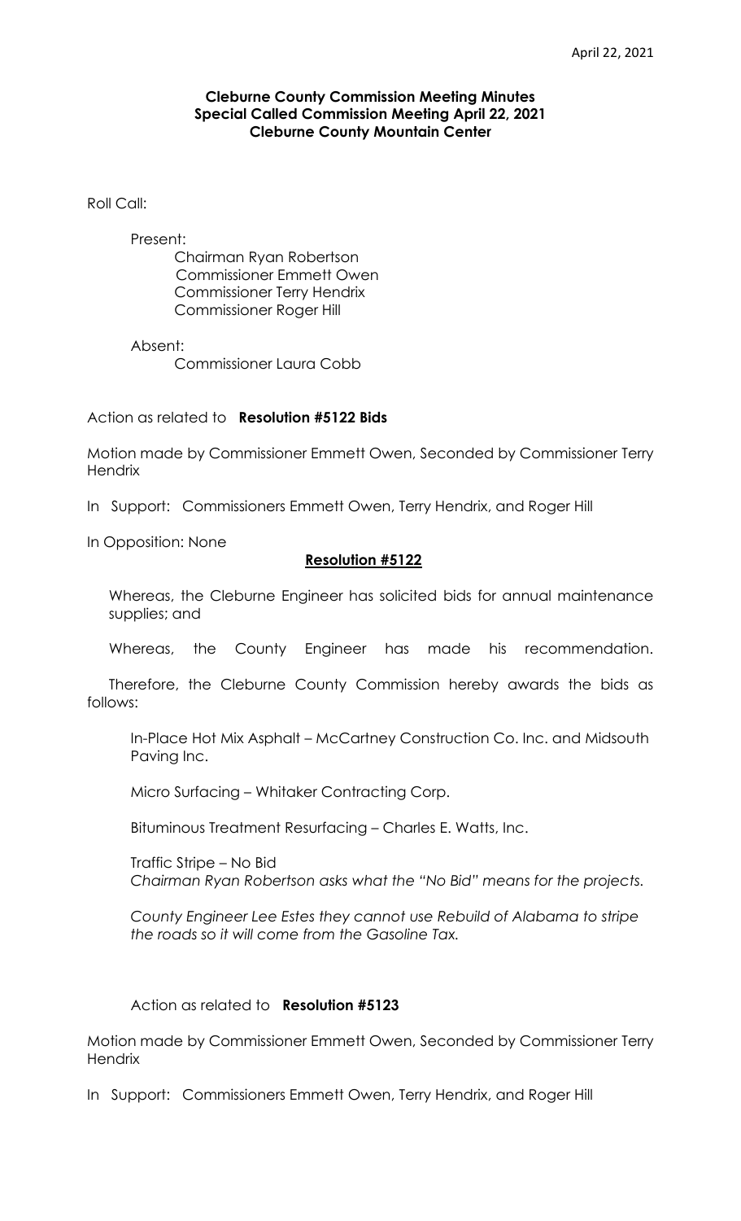**Cleburne County Commission Meeting Minutes**
**Special Called Commission Meeting April 22, 2021**
**Cleburne County Mountain Center**

Roll Call:

Present:
Chairman Ryan Robertson
Commissioner Emmett Owen
Commissioner Terry Hendrix
Commissioner Roger Hill

Absent:
Commissioner Laura Cobb

Action as related to **Resolution #5122 Bids**

Motion made by Commissioner Emmett Owen, Seconded by Commissioner Terry Hendrix

In Support: Commissioners Emmett Owen, Terry Hendrix, and Roger Hill

In Opposition: None

**Resolution #5122**

Whereas, the Cleburne Engineer has solicited bids for annual maintenance supplies; and

Whereas, the County Engineer has made his recommendation.

Therefore, the Cleburne County Commission hereby awards the bids as follows:

In-Place Hot Mix Asphalt – McCartney Construction Co. Inc. and Midsouth Paving Inc.

Micro Surfacing – Whitaker Contracting Corp.

Bituminous Treatment Resurfacing – Charles E. Watts, Inc.

Traffic Stripe – No Bid
*Chairman Ryan Robertson asks what the "No Bid" means for the projects.*

*County Engineer Lee Estes they cannot use Rebuild of Alabama to stripe the roads so it will come from the Gasoline Tax.*

Action as related to **Resolution #5123**

Motion made by Commissioner Emmett Owen, Seconded by Commissioner Terry Hendrix

In Support: Commissioners Emmett Owen, Terry Hendrix, and Roger Hill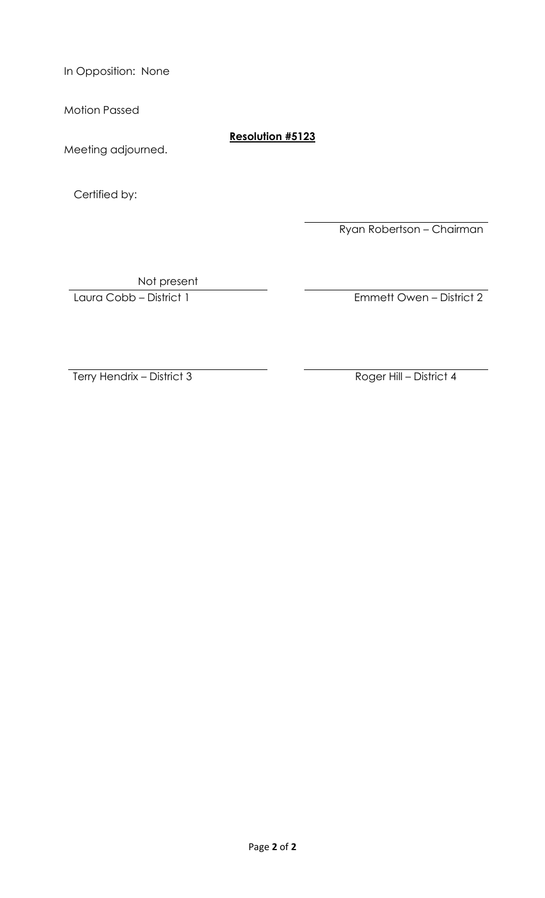In Opposition: None

Motion Passed

**Resolution #5123**

Meeting adjourned.

Certified by:

\_\_\_\_\_\_\_\_\_\_\_\_\_\_\_\_\_\_\_\_\_\_\_\_\_\_\_\_
Ryan Robertson – Chairman

Not present
\_\_\_\_\_\_\_\_\_\_\_\_\_\_\_\_\_\_\_\_\_\_\_\_\_\_\_\_
Laura Cobb – District 1

\_\_\_\_\_\_\_\_\_\_\_\_\_\_\_\_\_\_\_\_\_\_\_\_\_\_\_\_
Emmett Owen – District 2

\_\_\_\_\_\_\_\_\_\_\_\_\_\_\_\_\_\_\_\_\_\_\_\_\_\_\_\_
Terry Hendrix – District 3

\_\_\_\_\_\_\_\_\_\_\_\_\_\_\_\_\_\_\_\_\_\_\_\_\_\_\_\_
Roger Hill – District 4